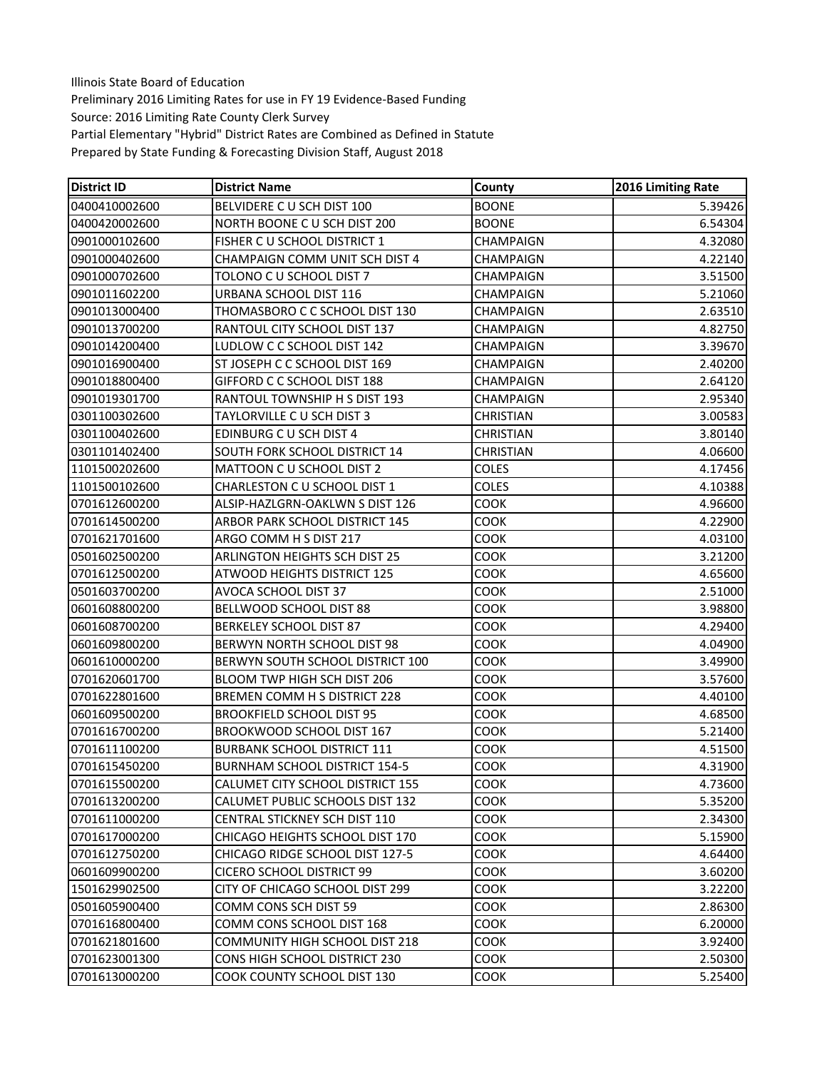Illinois State Board of Education
Preliminary 2016 Limiting Rates for use in FY 19 Evidence-Based Funding
Source: 2016 Limiting Rate County Clerk Survey
Partial Elementary "Hybrid" District Rates are Combined as Defined in Statute
Prepared by State Funding & Forecasting Division Staff, August 2018

| District ID | District Name | County | 2016 Limiting Rate |
|---|---|---|---|
| 0400410002600 | BELVIDERE C U SCH DIST 100 | BOONE | 5.39426 |
| 0400420002600 | NORTH BOONE C U SCH DIST 200 | BOONE | 6.54304 |
| 0901000102600 | FISHER C U SCHOOL DISTRICT 1 | CHAMPAIGN | 4.32080 |
| 0901000402600 | CHAMPAIGN COMM UNIT SCH DIST 4 | CHAMPAIGN | 4.22140 |
| 0901000702600 | TOLONO C U SCHOOL DIST 7 | CHAMPAIGN | 3.51500 |
| 0901011602200 | URBANA SCHOOL DIST 116 | CHAMPAIGN | 5.21060 |
| 0901013000400 | THOMASBORO C C SCHOOL DIST 130 | CHAMPAIGN | 2.63510 |
| 0901013700200 | RANTOUL CITY SCHOOL DIST 137 | CHAMPAIGN | 4.82750 |
| 0901014200400 | LUDLOW C C SCHOOL DIST 142 | CHAMPAIGN | 3.39670 |
| 0901016900400 | ST JOSEPH C C SCHOOL DIST 169 | CHAMPAIGN | 2.40200 |
| 0901018800400 | GIFFORD C C SCHOOL DIST 188 | CHAMPAIGN | 2.64120 |
| 0901019301700 | RANTOUL TOWNSHIP H S DIST 193 | CHAMPAIGN | 2.95340 |
| 0301100302600 | TAYLORVILLE C U SCH DIST 3 | CHRISTIAN | 3.00583 |
| 0301100402600 | EDINBURG C U SCH DIST 4 | CHRISTIAN | 3.80140 |
| 0301101402400 | SOUTH FORK SCHOOL DISTRICT 14 | CHRISTIAN | 4.06600 |
| 1101500202600 | MATTOON C U SCHOOL DIST 2 | COLES | 4.17456 |
| 1101500102600 | CHARLESTON C U SCHOOL DIST 1 | COLES | 4.10388 |
| 0701612600200 | ALSIP-HAZLGRN-OAKLWN S DIST 126 | COOK | 4.96600 |
| 0701614500200 | ARBOR PARK SCHOOL DISTRICT 145 | COOK | 4.22900 |
| 0701621701600 | ARGO COMM H S DIST 217 | COOK | 4.03100 |
| 0501602500200 | ARLINGTON HEIGHTS SCH DIST 25 | COOK | 3.21200 |
| 0701612500200 | ATWOOD HEIGHTS DISTRICT 125 | COOK | 4.65600 |
| 0501603700200 | AVOCA SCHOOL DIST 37 | COOK | 2.51000 |
| 0601608800200 | BELLWOOD SCHOOL DIST 88 | COOK | 3.98800 |
| 0601608700200 | BERKELEY SCHOOL DIST 87 | COOK | 4.29400 |
| 0601609800200 | BERWYN NORTH SCHOOL DIST 98 | COOK | 4.04900 |
| 0601610000200 | BERWYN SOUTH SCHOOL DISTRICT 100 | COOK | 3.49900 |
| 0701620601700 | BLOOM TWP HIGH SCH DIST 206 | COOK | 3.57600 |
| 0701622801600 | BREMEN COMM H S DISTRICT 228 | COOK | 4.40100 |
| 0601609500200 | BROOKFIELD SCHOOL DIST 95 | COOK | 4.68500 |
| 0701616700200 | BROOKWOOD SCHOOL DIST 167 | COOK | 5.21400 |
| 0701611100200 | BURBANK SCHOOL DISTRICT 111 | COOK | 4.51500 |
| 0701615450200 | BURNHAM SCHOOL DISTRICT 154-5 | COOK | 4.31900 |
| 0701615500200 | CALUMET CITY SCHOOL DISTRICT 155 | COOK | 4.73600 |
| 0701613200200 | CALUMET PUBLIC SCHOOLS DIST 132 | COOK | 5.35200 |
| 0701611000200 | CENTRAL STICKNEY SCH DIST 110 | COOK | 2.34300 |
| 0701617000200 | CHICAGO HEIGHTS SCHOOL DIST 170 | COOK | 5.15900 |
| 0701612750200 | CHICAGO RIDGE SCHOOL DIST 127-5 | COOK | 4.64400 |
| 0601609900200 | CICERO SCHOOL DISTRICT 99 | COOK | 3.60200 |
| 1501629902500 | CITY OF CHICAGO SCHOOL DIST 299 | COOK | 3.22200 |
| 0501605900400 | COMM CONS SCH DIST 59 | COOK | 2.86300 |
| 0701616800400 | COMM CONS SCHOOL DIST 168 | COOK | 6.20000 |
| 0701621801600 | COMMUNITY HIGH SCHOOL DIST 218 | COOK | 3.92400 |
| 0701623001300 | CONS HIGH SCHOOL DISTRICT 230 | COOK | 2.50300 |
| 0701613000200 | COOK COUNTY SCHOOL DIST 130 | COOK | 5.25400 |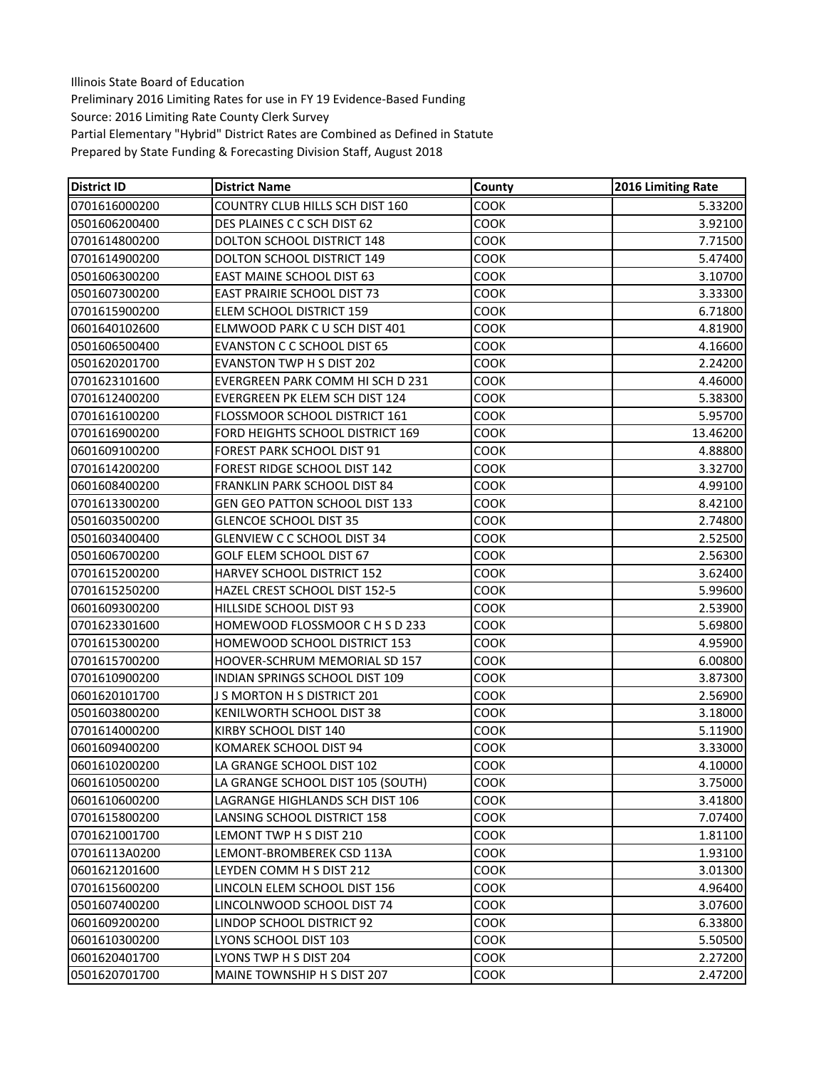Illinois State Board of Education
Preliminary 2016 Limiting Rates for use in FY 19 Evidence-Based Funding
Source: 2016 Limiting Rate County Clerk Survey
Partial Elementary "Hybrid" District Rates are Combined as Defined in Statute
Prepared by State Funding & Forecasting Division Staff, August 2018

| District ID | District Name | County | 2016 Limiting Rate |
|---|---|---|---|
| 0701616000200 | COUNTRY CLUB HILLS SCH DIST 160 | COOK | 5.33200 |
| 0501606200400 | DES PLAINES C C SCH DIST 62 | COOK | 3.92100 |
| 0701614800200 | DOLTON SCHOOL DISTRICT 148 | COOK | 7.71500 |
| 0701614900200 | DOLTON SCHOOL DISTRICT 149 | COOK | 5.47400 |
| 0501606300200 | EAST MAINE SCHOOL DIST 63 | COOK | 3.10700 |
| 0501607300200 | EAST PRAIRIE SCHOOL DIST 73 | COOK | 3.33300 |
| 0701615900200 | ELEM SCHOOL DISTRICT 159 | COOK | 6.71800 |
| 0601640102600 | ELMWOOD PARK C U SCH DIST 401 | COOK | 4.81900 |
| 0501606500400 | EVANSTON C C SCHOOL DIST 65 | COOK | 4.16600 |
| 0501620201700 | EVANSTON TWP H S DIST 202 | COOK | 2.24200 |
| 0701623101600 | EVERGREEN PARK COMM HI SCH D 231 | COOK | 4.46000 |
| 0701612400200 | EVERGREEN PK ELEM SCH DIST 124 | COOK | 5.38300 |
| 0701616100200 | FLOSSMOOR SCHOOL DISTRICT 161 | COOK | 5.95700 |
| 0701616900200 | FORD HEIGHTS SCHOOL DISTRICT 169 | COOK | 13.46200 |
| 0601609100200 | FOREST PARK SCHOOL DIST 91 | COOK | 4.88800 |
| 0701614200200 | FOREST RIDGE SCHOOL DIST 142 | COOK | 3.32700 |
| 0601608400200 | FRANKLIN PARK SCHOOL DIST 84 | COOK | 4.99100 |
| 0701613300200 | GEN GEO PATTON SCHOOL DIST 133 | COOK | 8.42100 |
| 0501603500200 | GLENCOE SCHOOL DIST 35 | COOK | 2.74800 |
| 0501603400400 | GLENVIEW C C SCHOOL DIST 34 | COOK | 2.52500 |
| 0501606700200 | GOLF ELEM SCHOOL DIST 67 | COOK | 2.56300 |
| 0701615200200 | HARVEY SCHOOL DISTRICT 152 | COOK | 3.62400 |
| 0701615250200 | HAZEL CREST SCHOOL DIST 152-5 | COOK | 5.99600 |
| 0601609300200 | HILLSIDE SCHOOL DIST 93 | COOK | 2.53900 |
| 0701623301600 | HOMEWOOD FLOSSMOOR C H S D 233 | COOK | 5.69800 |
| 0701615300200 | HOMEWOOD SCHOOL DISTRICT 153 | COOK | 4.95900 |
| 0701615700200 | HOOVER-SCHRUM MEMORIAL SD 157 | COOK | 6.00800 |
| 0701610900200 | INDIAN SPRINGS SCHOOL DIST 109 | COOK | 3.87300 |
| 0601620101700 | J S MORTON H S DISTRICT 201 | COOK | 2.56900 |
| 0501603800200 | KENILWORTH SCHOOL DIST 38 | COOK | 3.18000 |
| 0701614000200 | KIRBY SCHOOL DIST 140 | COOK | 5.11900 |
| 0601609400200 | KOMAREK SCHOOL DIST 94 | COOK | 3.33000 |
| 0601610200200 | LA GRANGE SCHOOL DIST 102 | COOK | 4.10000 |
| 0601610500200 | LA GRANGE SCHOOL DIST 105 (SOUTH) | COOK | 3.75000 |
| 0601610600200 | LAGRANGE HIGHLANDS SCH DIST 106 | COOK | 3.41800 |
| 0701615800200 | LANSING SCHOOL DISTRICT 158 | COOK | 7.07400 |
| 0701621001700 | LEMONT TWP H S DIST 210 | COOK | 1.81100 |
| 07016113A0200 | LEMONT-BROMBEREK CSD 113A | COOK | 1.93100 |
| 0601621201600 | LEYDEN COMM H S DIST 212 | COOK | 3.01300 |
| 0701615600200 | LINCOLN ELEM SCHOOL DIST 156 | COOK | 4.96400 |
| 0501607400200 | LINCOLNWOOD SCHOOL DIST 74 | COOK | 3.07600 |
| 0601609200200 | LINDOP SCHOOL DISTRICT 92 | COOK | 6.33800 |
| 0601610300200 | LYONS SCHOOL DIST 103 | COOK | 5.50500 |
| 0601620401700 | LYONS TWP H S DIST 204 | COOK | 2.27200 |
| 0501620701700 | MAINE TOWNSHIP H S DIST 207 | COOK | 2.47200 |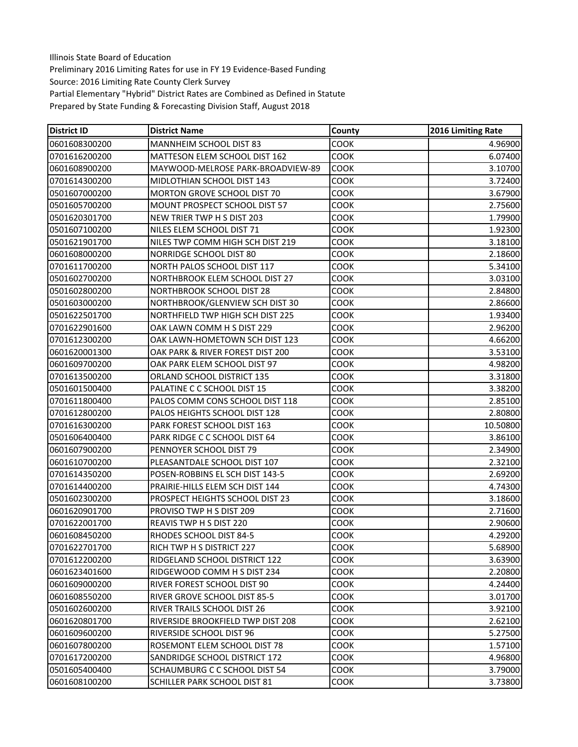Illinois State Board of Education
Preliminary 2016 Limiting Rates for use in FY 19 Evidence-Based Funding
Source: 2016 Limiting Rate County Clerk Survey
Partial Elementary "Hybrid" District Rates are Combined as Defined in Statute
Prepared by State Funding & Forecasting Division Staff, August 2018

| District ID | District Name | County | 2016 Limiting Rate |
|---|---|---|---|
| 0601608300200 | MANNHEIM SCHOOL DIST 83 | COOK | 4.96900 |
| 0701616200200 | MATTESON ELEM SCHOOL DIST 162 | COOK | 6.07400 |
| 0601608900200 | MAYWOOD-MELROSE PARK-BROADVIEW-89 | COOK | 3.10700 |
| 0701614300200 | MIDLOTHIAN SCHOOL DIST 143 | COOK | 3.72400 |
| 0501607000200 | MORTON GROVE SCHOOL DIST 70 | COOK | 3.67900 |
| 0501605700200 | MOUNT PROSPECT SCHOOL DIST 57 | COOK | 2.75600 |
| 0501620301700 | NEW TRIER TWP H S DIST 203 | COOK | 1.79900 |
| 0501607100200 | NILES ELEM SCHOOL DIST 71 | COOK | 1.92300 |
| 0501621901700 | NILES TWP COMM HIGH SCH DIST 219 | COOK | 3.18100 |
| 0601608000200 | NORRIDGE SCHOOL DIST 80 | COOK | 2.18600 |
| 0701611700200 | NORTH PALOS SCHOOL DIST 117 | COOK | 5.34100 |
| 0501602700200 | NORTHBROOK ELEM SCHOOL DIST 27 | COOK | 3.03100 |
| 0501602800200 | NORTHBROOK SCHOOL DIST 28 | COOK | 2.84800 |
| 0501603000200 | NORTHBROOK/GLENVIEW SCH DIST 30 | COOK | 2.86600 |
| 0501622501700 | NORTHFIELD TWP HIGH SCH DIST 225 | COOK | 1.93400 |
| 0701622901600 | OAK LAWN COMM H S DIST 229 | COOK | 2.96200 |
| 0701612300200 | OAK LAWN-HOMETOWN SCH DIST 123 | COOK | 4.66200 |
| 0601620001300 | OAK PARK & RIVER FOREST DIST 200 | COOK | 3.53100 |
| 0601609700200 | OAK PARK ELEM SCHOOL DIST 97 | COOK | 4.98200 |
| 0701613500200 | ORLAND SCHOOL DISTRICT 135 | COOK | 3.31800 |
| 0501601500400 | PALATINE C C SCHOOL DIST 15 | COOK | 3.38200 |
| 0701611800400 | PALOS COMM CONS SCHOOL DIST 118 | COOK | 2.85100 |
| 0701612800200 | PALOS HEIGHTS SCHOOL DIST 128 | COOK | 2.80800 |
| 0701616300200 | PARK FOREST SCHOOL DIST 163 | COOK | 10.50800 |
| 0501606400400 | PARK RIDGE C C SCHOOL DIST 64 | COOK | 3.86100 |
| 0601607900200 | PENNOYER SCHOOL DIST 79 | COOK | 2.34900 |
| 0601610700200 | PLEASANTDALE SCHOOL DIST 107 | COOK | 2.32100 |
| 0701614350200 | POSEN-ROBBINS EL SCH DIST 143-5 | COOK | 2.69200 |
| 0701614400200 | PRAIRIE-HILLS ELEM SCH DIST 144 | COOK | 4.74300 |
| 0501602300200 | PROSPECT HEIGHTS SCHOOL DIST 23 | COOK | 3.18600 |
| 0601620901700 | PROVISO TWP H S DIST 209 | COOK | 2.71600 |
| 0701622001700 | REAVIS TWP H S DIST 220 | COOK | 2.90600 |
| 0601608450200 | RHODES SCHOOL DIST 84-5 | COOK | 4.29200 |
| 0701622701700 | RICH TWP H S DISTRICT 227 | COOK | 5.68900 |
| 0701612200200 | RIDGELAND SCHOOL DISTRICT 122 | COOK | 3.63900 |
| 0601623401600 | RIDGEWOOD COMM H S DIST 234 | COOK | 2.20800 |
| 0601609000200 | RIVER FOREST SCHOOL DIST 90 | COOK | 4.24400 |
| 0601608550200 | RIVER GROVE SCHOOL DIST 85-5 | COOK | 3.01700 |
| 0501602600200 | RIVER TRAILS SCHOOL DIST 26 | COOK | 3.92100 |
| 0601620801700 | RIVERSIDE BROOKFIELD TWP DIST 208 | COOK | 2.62100 |
| 0601609600200 | RIVERSIDE SCHOOL DIST 96 | COOK | 5.27500 |
| 0601607800200 | ROSEMONT ELEM SCHOOL DIST 78 | COOK | 1.57100 |
| 0701617200200 | SANDRIDGE SCHOOL DISTRICT 172 | COOK | 4.96800 |
| 0501605400400 | SCHAUMBURG C C SCHOOL DIST 54 | COOK | 3.79000 |
| 0601608100200 | SCHILLER PARK SCHOOL DIST 81 | COOK | 3.73800 |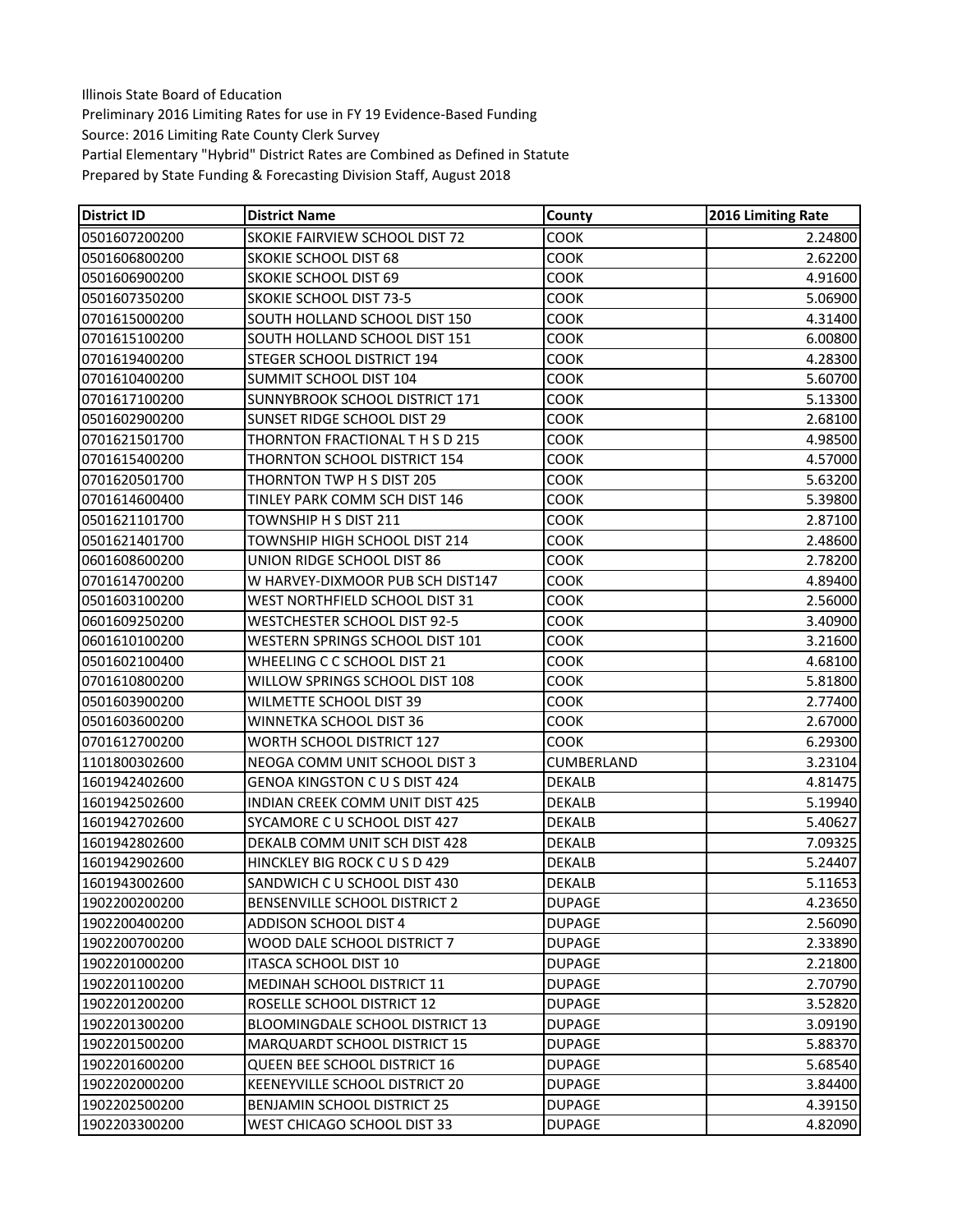Illinois State Board of Education
Preliminary 2016 Limiting Rates for use in FY 19 Evidence-Based Funding
Source: 2016 Limiting Rate County Clerk Survey
Partial Elementary "Hybrid" District Rates are Combined as Defined in Statute
Prepared by State Funding & Forecasting Division Staff, August 2018

| District ID | District Name | County | 2016 Limiting Rate |
|---|---|---|---|
| 0501607200200 | SKOKIE FAIRVIEW SCHOOL DIST 72 | COOK | 2.24800 |
| 0501606800200 | SKOKIE SCHOOL DIST 68 | COOK | 2.62200 |
| 0501606900200 | SKOKIE SCHOOL DIST 69 | COOK | 4.91600 |
| 0501607350200 | SKOKIE SCHOOL DIST 73-5 | COOK | 5.06900 |
| 0701615000200 | SOUTH HOLLAND SCHOOL DIST 150 | COOK | 4.31400 |
| 0701615100200 | SOUTH HOLLAND SCHOOL DIST 151 | COOK | 6.00800 |
| 0701619400200 | STEGER SCHOOL DISTRICT 194 | COOK | 4.28300 |
| 0701610400200 | SUMMIT SCHOOL DIST 104 | COOK | 5.60700 |
| 0701617100200 | SUNNYBROOK SCHOOL DISTRICT 171 | COOK | 5.13300 |
| 0501602900200 | SUNSET RIDGE SCHOOL DIST 29 | COOK | 2.68100 |
| 0701621501700 | THORNTON FRACTIONAL T H S D 215 | COOK | 4.98500 |
| 0701615400200 | THORNTON SCHOOL DISTRICT 154 | COOK | 4.57000 |
| 0701620501700 | THORNTON TWP H S DIST 205 | COOK | 5.63200 |
| 0701614600400 | TINLEY PARK COMM SCH DIST 146 | COOK | 5.39800 |
| 0501621101700 | TOWNSHIP H S DIST 211 | COOK | 2.87100 |
| 0501621401700 | TOWNSHIP HIGH SCHOOL DIST 214 | COOK | 2.48600 |
| 0601608600200 | UNION RIDGE SCHOOL DIST 86 | COOK | 2.78200 |
| 0701614700200 | W HARVEY-DIXMOOR PUB SCH DIST147 | COOK | 4.89400 |
| 0501603100200 | WEST NORTHFIELD SCHOOL DIST 31 | COOK | 2.56000 |
| 0601609250200 | WESTCHESTER SCHOOL DIST 92-5 | COOK | 3.40900 |
| 0601610100200 | WESTERN SPRINGS SCHOOL DIST 101 | COOK | 3.21600 |
| 0501602100400 | WHEELING C C SCHOOL DIST 21 | COOK | 4.68100 |
| 0701610800200 | WILLOW SPRINGS SCHOOL DIST 108 | COOK | 5.81800 |
| 0501603900200 | WILMETTE SCHOOL DIST 39 | COOK | 2.77400 |
| 0501603600200 | WINNETKA SCHOOL DIST 36 | COOK | 2.67000 |
| 0701612700200 | WORTH SCHOOL DISTRICT 127 | COOK | 6.29300 |
| 1101800302600 | NEOGA COMM UNIT SCHOOL DIST 3 | CUMBERLAND | 3.23104 |
| 1601942402600 | GENOA KINGSTON C U S DIST 424 | DEKALB | 4.81475 |
| 1601942502600 | INDIAN CREEK COMM UNIT DIST 425 | DEKALB | 5.19940 |
| 1601942702600 | SYCAMORE C U SCHOOL DIST 427 | DEKALB | 5.40627 |
| 1601942802600 | DEKALB COMM UNIT SCH DIST 428 | DEKALB | 7.09325 |
| 1601942902600 | HINCKLEY BIG ROCK C U S D 429 | DEKALB | 5.24407 |
| 1601943002600 | SANDWICH C U SCHOOL DIST 430 | DEKALB | 5.11653 |
| 1902200200200 | BENSENVILLE SCHOOL DISTRICT 2 | DUPAGE | 4.23650 |
| 1902200400200 | ADDISON SCHOOL DIST 4 | DUPAGE | 2.56090 |
| 1902200700200 | WOOD DALE SCHOOL DISTRICT 7 | DUPAGE | 2.33890 |
| 1902201000200 | ITASCA SCHOOL DIST 10 | DUPAGE | 2.21800 |
| 1902201100200 | MEDINAH SCHOOL DISTRICT 11 | DUPAGE | 2.70790 |
| 1902201200200 | ROSELLE SCHOOL DISTRICT 12 | DUPAGE | 3.52820 |
| 1902201300200 | BLOOMINGDALE SCHOOL DISTRICT 13 | DUPAGE | 3.09190 |
| 1902201500200 | MARQUARDT SCHOOL DISTRICT 15 | DUPAGE | 5.88370 |
| 1902201600200 | QUEEN BEE SCHOOL DISTRICT 16 | DUPAGE | 5.68540 |
| 1902202000200 | KEENEYVILLE SCHOOL DISTRICT 20 | DUPAGE | 3.84400 |
| 1902202500200 | BENJAMIN SCHOOL DISTRICT 25 | DUPAGE | 4.39150 |
| 1902203300200 | WEST CHICAGO SCHOOL DIST 33 | DUPAGE | 4.82090 |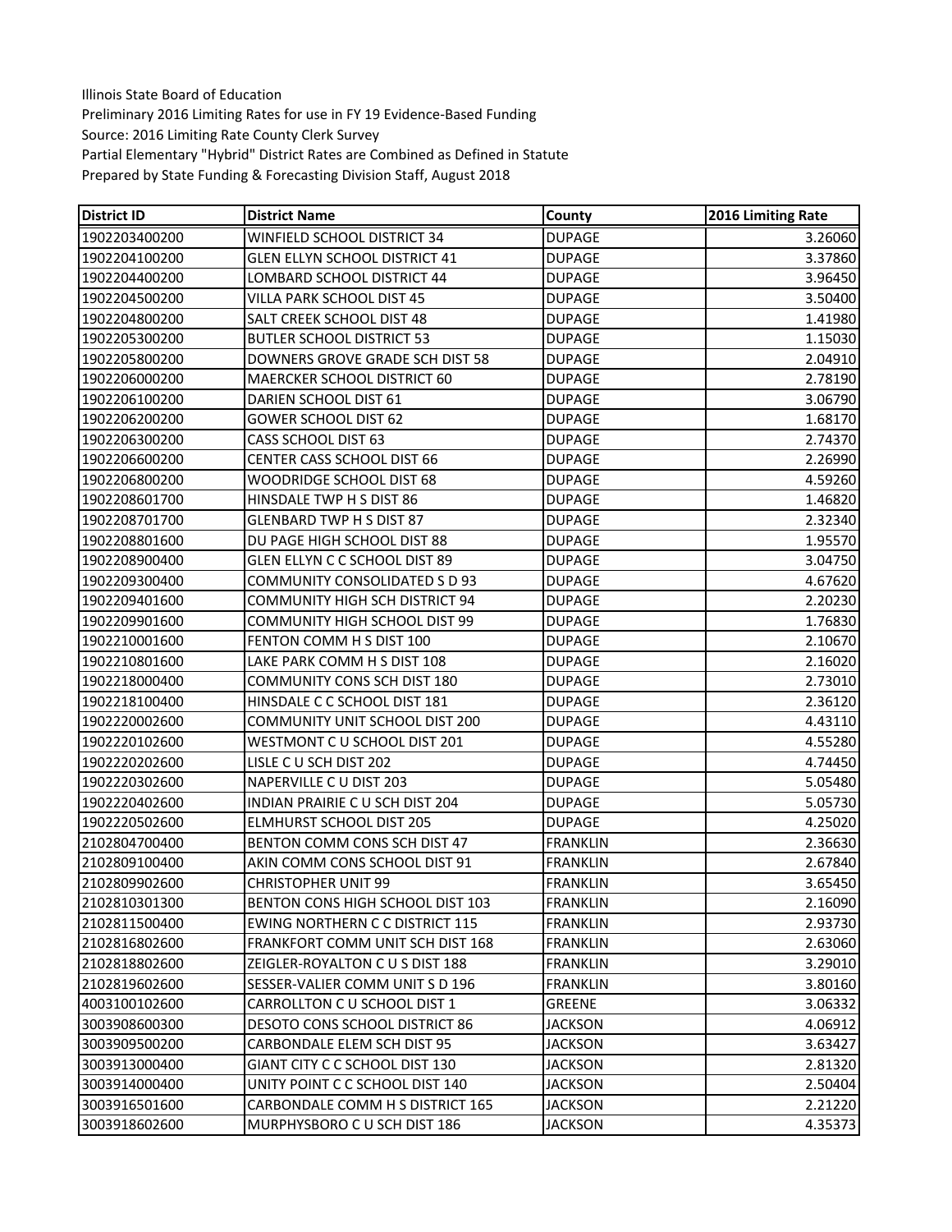Illinois State Board of Education
Preliminary 2016 Limiting Rates for use in FY 19 Evidence-Based Funding
Source: 2016 Limiting Rate County Clerk Survey
Partial Elementary "Hybrid" District Rates are Combined as Defined in Statute
Prepared by State Funding & Forecasting Division Staff, August 2018

| District ID | District Name | County | 2016 Limiting Rate |
|---|---|---|---|
| 1902203400200 | WINFIELD SCHOOL DISTRICT 34 | DUPAGE | 3.26060 |
| 1902204100200 | GLEN ELLYN SCHOOL DISTRICT 41 | DUPAGE | 3.37860 |
| 1902204400200 | LOMBARD SCHOOL DISTRICT 44 | DUPAGE | 3.96450 |
| 1902204500200 | VILLA PARK SCHOOL DIST 45 | DUPAGE | 3.50400 |
| 1902204800200 | SALT CREEK SCHOOL DIST 48 | DUPAGE | 1.41980 |
| 1902205300200 | BUTLER SCHOOL DISTRICT 53 | DUPAGE | 1.15030 |
| 1902205800200 | DOWNERS GROVE GRADE SCH DIST 58 | DUPAGE | 2.04910 |
| 1902206000200 | MAERCKER SCHOOL DISTRICT 60 | DUPAGE | 2.78190 |
| 1902206100200 | DARIEN SCHOOL DIST 61 | DUPAGE | 3.06790 |
| 1902206200200 | GOWER SCHOOL DIST 62 | DUPAGE | 1.68170 |
| 1902206300200 | CASS SCHOOL DIST 63 | DUPAGE | 2.74370 |
| 1902206600200 | CENTER CASS SCHOOL DIST 66 | DUPAGE | 2.26990 |
| 1902206800200 | WOODRIDGE SCHOOL DIST 68 | DUPAGE | 4.59260 |
| 1902208601700 | HINSDALE TWP H S DIST 86 | DUPAGE | 1.46820 |
| 1902208701700 | GLENBARD TWP H S DIST 87 | DUPAGE | 2.32340 |
| 1902208801600 | DU PAGE HIGH SCHOOL DIST 88 | DUPAGE | 1.95570 |
| 1902208900400 | GLEN ELLYN C C SCHOOL DIST 89 | DUPAGE | 3.04750 |
| 1902209300400 | COMMUNITY CONSOLIDATED S D 93 | DUPAGE | 4.67620 |
| 1902209401600 | COMMUNITY HIGH SCH DISTRICT 94 | DUPAGE | 2.20230 |
| 1902209901600 | COMMUNITY HIGH SCHOOL DIST 99 | DUPAGE | 1.76830 |
| 1902210001600 | FENTON COMM H S DIST 100 | DUPAGE | 2.10670 |
| 1902210801600 | LAKE PARK COMM H S DIST 108 | DUPAGE | 2.16020 |
| 1902218000400 | COMMUNITY CONS SCH DIST 180 | DUPAGE | 2.73010 |
| 1902218100400 | HINSDALE C C SCHOOL DIST 181 | DUPAGE | 2.36120 |
| 1902220002600 | COMMUNITY UNIT SCHOOL DIST 200 | DUPAGE | 4.43110 |
| 1902220102600 | WESTMONT C U SCHOOL DIST 201 | DUPAGE | 4.55280 |
| 1902220202600 | LISLE C U SCH DIST 202 | DUPAGE | 4.74450 |
| 1902220302600 | NAPERVILLE C U DIST 203 | DUPAGE | 5.05480 |
| 1902220402600 | INDIAN PRAIRIE C U SCH DIST 204 | DUPAGE | 5.05730 |
| 1902220502600 | ELMHURST SCHOOL DIST 205 | DUPAGE | 4.25020 |
| 2102804700400 | BENTON COMM CONS SCH DIST 47 | FRANKLIN | 2.36630 |
| 2102809100400 | AKIN COMM CONS SCHOOL DIST 91 | FRANKLIN | 2.67840 |
| 2102809902600 | CHRISTOPHER UNIT 99 | FRANKLIN | 3.65450 |
| 2102810301300 | BENTON CONS HIGH SCHOOL DIST 103 | FRANKLIN | 2.16090 |
| 2102811500400 | EWING NORTHERN C C DISTRICT 115 | FRANKLIN | 2.93730 |
| 2102816802600 | FRANKFORT COMM UNIT SCH DIST 168 | FRANKLIN | 2.63060 |
| 2102818802600 | ZEIGLER-ROYALTON C U S DIST 188 | FRANKLIN | 3.29010 |
| 2102819602600 | SESSER-VALIER COMM UNIT S D 196 | FRANKLIN | 3.80160 |
| 4003100102600 | CARROLLTON C U SCHOOL DIST 1 | GREENE | 3.06332 |
| 3003908600300 | DESOTO CONS SCHOOL DISTRICT 86 | JACKSON | 4.06912 |
| 3003909500200 | CARBONDALE ELEM SCH DIST 95 | JACKSON | 3.63427 |
| 3003913000400 | GIANT CITY C C SCHOOL DIST 130 | JACKSON | 2.81320 |
| 3003914000400 | UNITY POINT C C SCHOOL DIST 140 | JACKSON | 2.50404 |
| 3003916501600 | CARBONDALE COMM H S DISTRICT 165 | JACKSON | 2.21220 |
| 3003918602600 | MURPHYSBORO C U SCH DIST 186 | JACKSON | 4.35373 |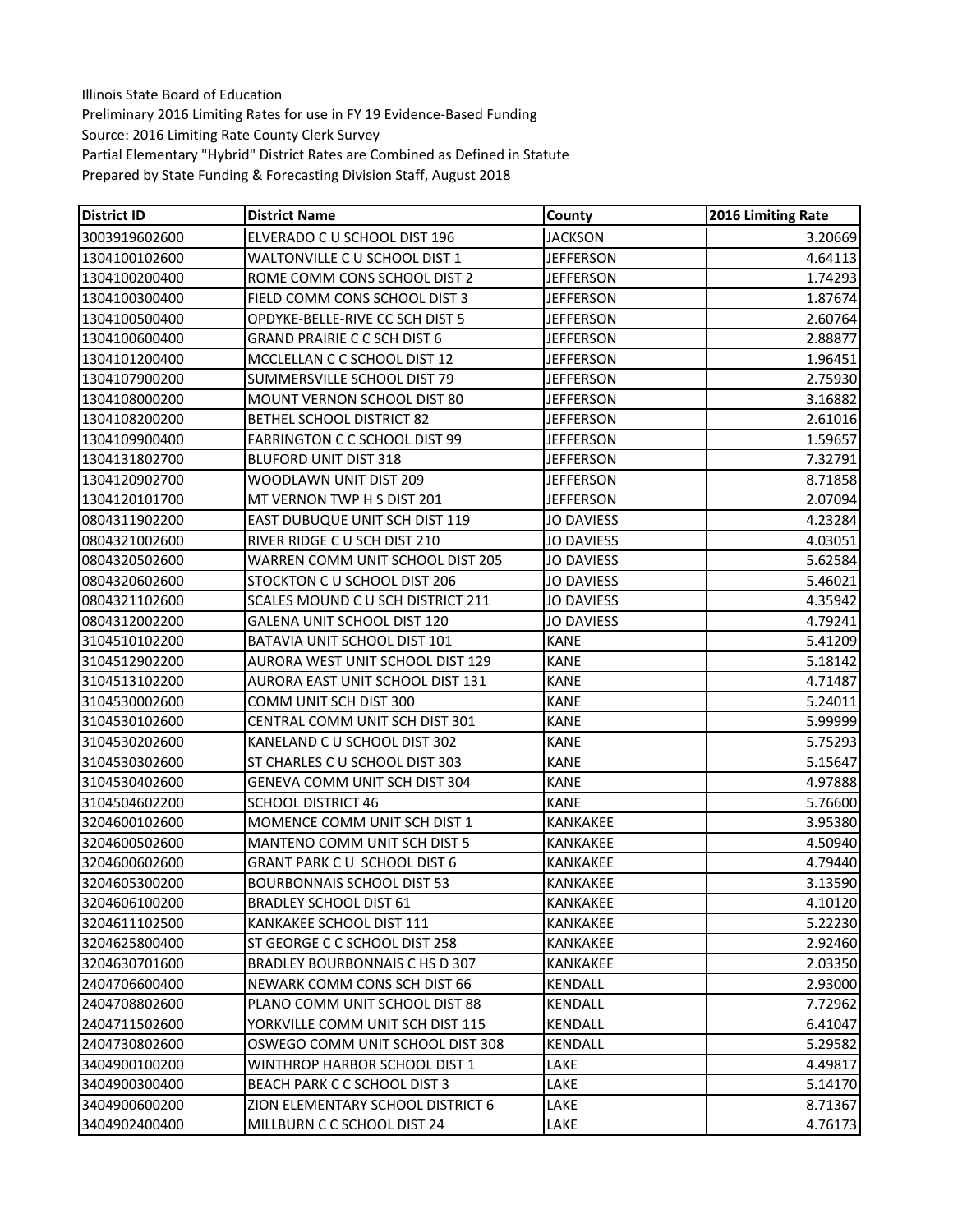Illinois State Board of Education
Preliminary 2016 Limiting Rates for use in FY 19 Evidence-Based Funding
Source: 2016 Limiting Rate County Clerk Survey
Partial Elementary "Hybrid" District Rates are Combined as Defined in Statute
Prepared by State Funding & Forecasting Division Staff, August 2018

| District ID | District Name | County | 2016 Limiting Rate |
|---|---|---|---|
| 3003919602600 | ELVERADO C U SCHOOL DIST 196 | JACKSON | 3.20669 |
| 1304100102600 | WALTONVILLE C U SCHOOL DIST 1 | JEFFERSON | 4.64113 |
| 1304100200400 | ROME COMM CONS SCHOOL DIST 2 | JEFFERSON | 1.74293 |
| 1304100300400 | FIELD COMM CONS SCHOOL DIST 3 | JEFFERSON | 1.87674 |
| 1304100500400 | OPDYKE-BELLE-RIVE CC SCH DIST 5 | JEFFERSON | 2.60764 |
| 1304100600400 | GRAND PRAIRIE C C SCH DIST 6 | JEFFERSON | 2.88877 |
| 1304101200400 | MCCLELLAN C C SCHOOL DIST 12 | JEFFERSON | 1.96451 |
| 1304107900200 | SUMMERSVILLE SCHOOL DIST 79 | JEFFERSON | 2.75930 |
| 1304108000200 | MOUNT VERNON SCHOOL DIST 80 | JEFFERSON | 3.16882 |
| 1304108200200 | BETHEL SCHOOL DISTRICT 82 | JEFFERSON | 2.61016 |
| 1304109900400 | FARRINGTON C C SCHOOL DIST 99 | JEFFERSON | 1.59657 |
| 1304131802700 | BLUFORD UNIT DIST 318 | JEFFERSON | 7.32791 |
| 1304120902700 | WOODLAWN UNIT DIST 209 | JEFFERSON | 8.71858 |
| 1304120101700 | MT VERNON TWP H S DIST 201 | JEFFERSON | 2.07094 |
| 0804311902200 | EAST DUBUQUE UNIT SCH DIST 119 | JO DAVIESS | 4.23284 |
| 0804321002600 | RIVER RIDGE C U SCH DIST 210 | JO DAVIESS | 4.03051 |
| 0804320502600 | WARREN COMM UNIT SCHOOL DIST 205 | JO DAVIESS | 5.62584 |
| 0804320602600 | STOCKTON C U SCHOOL DIST 206 | JO DAVIESS | 5.46021 |
| 0804321102600 | SCALES MOUND C U SCH DISTRICT 211 | JO DAVIESS | 4.35942 |
| 0804312002200 | GALENA UNIT SCHOOL DIST 120 | JO DAVIESS | 4.79241 |
| 3104510102200 | BATAVIA UNIT SCHOOL DIST 101 | KANE | 5.41209 |
| 3104512902200 | AURORA WEST UNIT SCHOOL DIST 129 | KANE | 5.18142 |
| 3104513102200 | AURORA EAST UNIT SCHOOL DIST 131 | KANE | 4.71487 |
| 3104530002600 | COMM UNIT SCH DIST 300 | KANE | 5.24011 |
| 3104530102600 | CENTRAL COMM UNIT SCH DIST 301 | KANE | 5.99999 |
| 3104530202600 | KANELAND C U SCHOOL DIST 302 | KANE | 5.75293 |
| 3104530302600 | ST CHARLES C U SCHOOL DIST 303 | KANE | 5.15647 |
| 3104530402600 | GENEVA COMM UNIT SCH DIST 304 | KANE | 4.97888 |
| 3104504602200 | SCHOOL DISTRICT 46 | KANE | 5.76600 |
| 3204600102600 | MOMENCE COMM UNIT SCH DIST 1 | KANKAKEE | 3.95380 |
| 3204600502600 | MANTENO COMM UNIT SCH DIST 5 | KANKAKEE | 4.50940 |
| 3204600602600 | GRANT PARK C U SCHOOL DIST 6 | KANKAKEE | 4.79440 |
| 3204605300200 | BOURBONNAIS SCHOOL DIST 53 | KANKAKEE | 3.13590 |
| 3204606100200 | BRADLEY SCHOOL DIST 61 | KANKAKEE | 4.10120 |
| 3204611102500 | KANKAKEE SCHOOL DIST 111 | KANKAKEE | 5.22230 |
| 3204625800400 | ST GEORGE C C SCHOOL DIST 258 | KANKAKEE | 2.92460 |
| 3204630701600 | BRADLEY BOURBONNAIS C HS D 307 | KANKAKEE | 2.03350 |
| 2404706600400 | NEWARK COMM CONS SCH DIST 66 | KENDALL | 2.93000 |
| 2404708802600 | PLANO COMM UNIT SCHOOL DIST 88 | KENDALL | 7.72962 |
| 2404711502600 | YORKVILLE COMM UNIT SCH DIST 115 | KENDALL | 6.41047 |
| 2404730802600 | OSWEGO COMM UNIT SCHOOL DIST 308 | KENDALL | 5.29582 |
| 3404900100200 | WINTHROP HARBOR SCHOOL DIST 1 | LAKE | 4.49817 |
| 3404900300400 | BEACH PARK C C SCHOOL DIST 3 | LAKE | 5.14170 |
| 3404900600200 | ZION ELEMENTARY SCHOOL DISTRICT 6 | LAKE | 8.71367 |
| 3404902400400 | MILLBURN C C SCHOOL DIST 24 | LAKE | 4.76173 |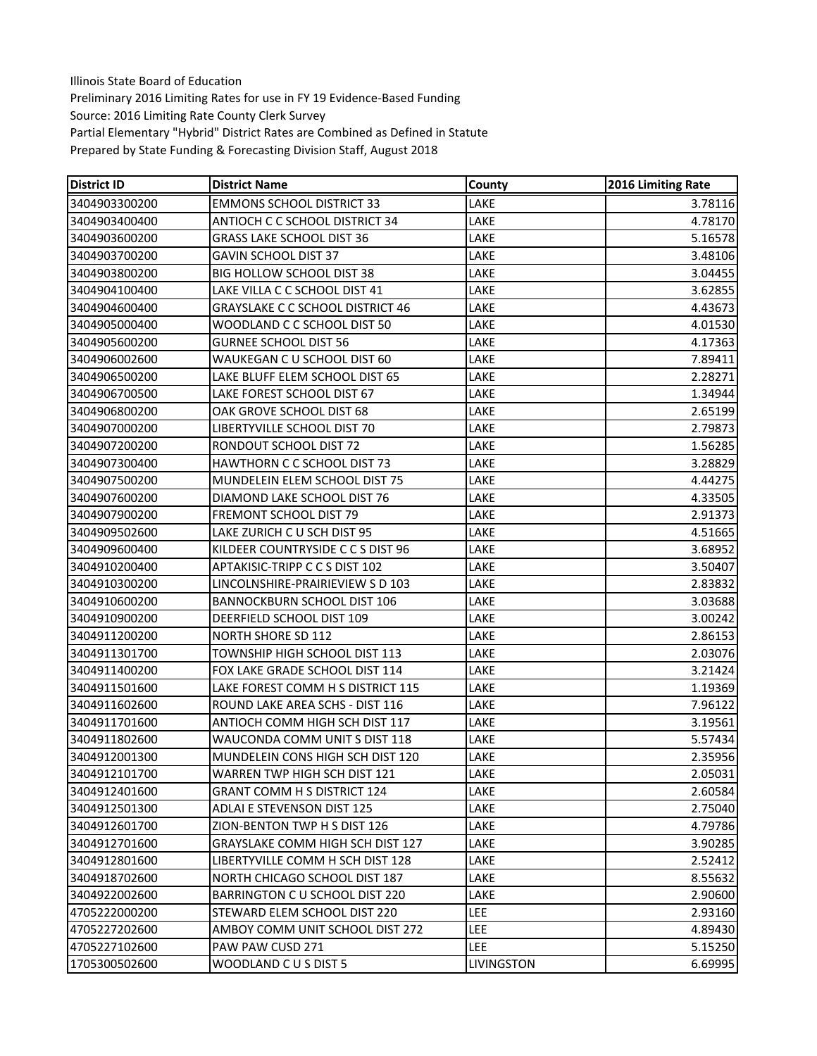Illinois State Board of Education
Preliminary 2016 Limiting Rates for use in FY 19 Evidence-Based Funding
Source: 2016 Limiting Rate County Clerk Survey
Partial Elementary "Hybrid" District Rates are Combined as Defined in Statute
Prepared by State Funding & Forecasting Division Staff, August 2018

| District ID | District Name | County | 2016 Limiting Rate |
|---|---|---|---|
| 3404903300200 | EMMONS SCHOOL DISTRICT 33 | LAKE | 3.78116 |
| 3404903400400 | ANTIOCH C C SCHOOL DISTRICT 34 | LAKE | 4.78170 |
| 3404903600200 | GRASS LAKE SCHOOL DIST 36 | LAKE | 5.16578 |
| 3404903700200 | GAVIN SCHOOL DIST 37 | LAKE | 3.48106 |
| 3404903800200 | BIG HOLLOW SCHOOL DIST 38 | LAKE | 3.04455 |
| 3404904100400 | LAKE VILLA C C SCHOOL DIST 41 | LAKE | 3.62855 |
| 3404904600400 | GRAYSLAKE C C SCHOOL DISTRICT 46 | LAKE | 4.43673 |
| 3404905000400 | WOODLAND C C SCHOOL DIST 50 | LAKE | 4.01530 |
| 3404905600200 | GURNEE SCHOOL DIST 56 | LAKE | 4.17363 |
| 3404906002600 | WAUKEGAN C U SCHOOL DIST 60 | LAKE | 7.89411 |
| 3404906500200 | LAKE BLUFF ELEM SCHOOL DIST 65 | LAKE | 2.28271 |
| 3404906700500 | LAKE FOREST SCHOOL DIST 67 | LAKE | 1.34944 |
| 3404906800200 | OAK GROVE SCHOOL DIST 68 | LAKE | 2.65199 |
| 3404907000200 | LIBERTYVILLE SCHOOL DIST 70 | LAKE | 2.79873 |
| 3404907200200 | RONDOUT SCHOOL DIST 72 | LAKE | 1.56285 |
| 3404907300400 | HAWTHORN C C SCHOOL DIST 73 | LAKE | 3.28829 |
| 3404907500200 | MUNDELEIN ELEM SCHOOL DIST 75 | LAKE | 4.44275 |
| 3404907600200 | DIAMOND LAKE SCHOOL DIST 76 | LAKE | 4.33505 |
| 3404907900200 | FREMONT SCHOOL DIST 79 | LAKE | 2.91373 |
| 3404909502600 | LAKE ZURICH C U SCH DIST 95 | LAKE | 4.51665 |
| 3404909600400 | KILDEER COUNTRYSIDE C C S DIST 96 | LAKE | 3.68952 |
| 3404910200400 | APTAKISIC-TRIPP C C S DIST 102 | LAKE | 3.50407 |
| 3404910300200 | LINCOLNSHIRE-PRAIRIEVIEW S D 103 | LAKE | 2.83832 |
| 3404910600200 | BANNOCKBURN SCHOOL DIST 106 | LAKE | 3.03688 |
| 3404910900200 | DEERFIELD SCHOOL DIST 109 | LAKE | 3.00242 |
| 3404911200200 | NORTH SHORE SD 112 | LAKE | 2.86153 |
| 3404911301700 | TOWNSHIP HIGH SCHOOL DIST 113 | LAKE | 2.03076 |
| 3404911400200 | FOX LAKE GRADE SCHOOL DIST 114 | LAKE | 3.21424 |
| 3404911501600 | LAKE FOREST COMM H S DISTRICT 115 | LAKE | 1.19369 |
| 3404911602600 | ROUND LAKE AREA SCHS - DIST 116 | LAKE | 7.96122 |
| 3404911701600 | ANTIOCH COMM HIGH SCH DIST 117 | LAKE | 3.19561 |
| 3404911802600 | WAUCONDA COMM UNIT S DIST 118 | LAKE | 5.57434 |
| 3404912001300 | MUNDELEIN CONS HIGH SCH DIST 120 | LAKE | 2.35956 |
| 3404912101700 | WARREN TWP HIGH SCH DIST 121 | LAKE | 2.05031 |
| 3404912401600 | GRANT COMM H S DISTRICT 124 | LAKE | 2.60584 |
| 3404912501300 | ADLAI E STEVENSON DIST 125 | LAKE | 2.75040 |
| 3404912601700 | ZION-BENTON TWP H S DIST 126 | LAKE | 4.79786 |
| 3404912701600 | GRAYSLAKE COMM HIGH SCH DIST 127 | LAKE | 3.90285 |
| 3404912801600 | LIBERTYVILLE COMM H SCH DIST 128 | LAKE | 2.52412 |
| 3404918702600 | NORTH CHICAGO SCHOOL DIST 187 | LAKE | 8.55632 |
| 3404922002600 | BARRINGTON C U SCHOOL DIST 220 | LAKE | 2.90600 |
| 4705222000200 | STEWARD ELEM SCHOOL DIST 220 | LEE | 2.93160 |
| 4705227202600 | AMBOY COMM UNIT SCHOOL DIST 272 | LEE | 4.89430 |
| 4705227102600 | PAW PAW CUSD 271 | LEE | 5.15250 |
| 1705300502600 | WOODLAND C U S DIST 5 | LIVINGSTON | 6.69995 |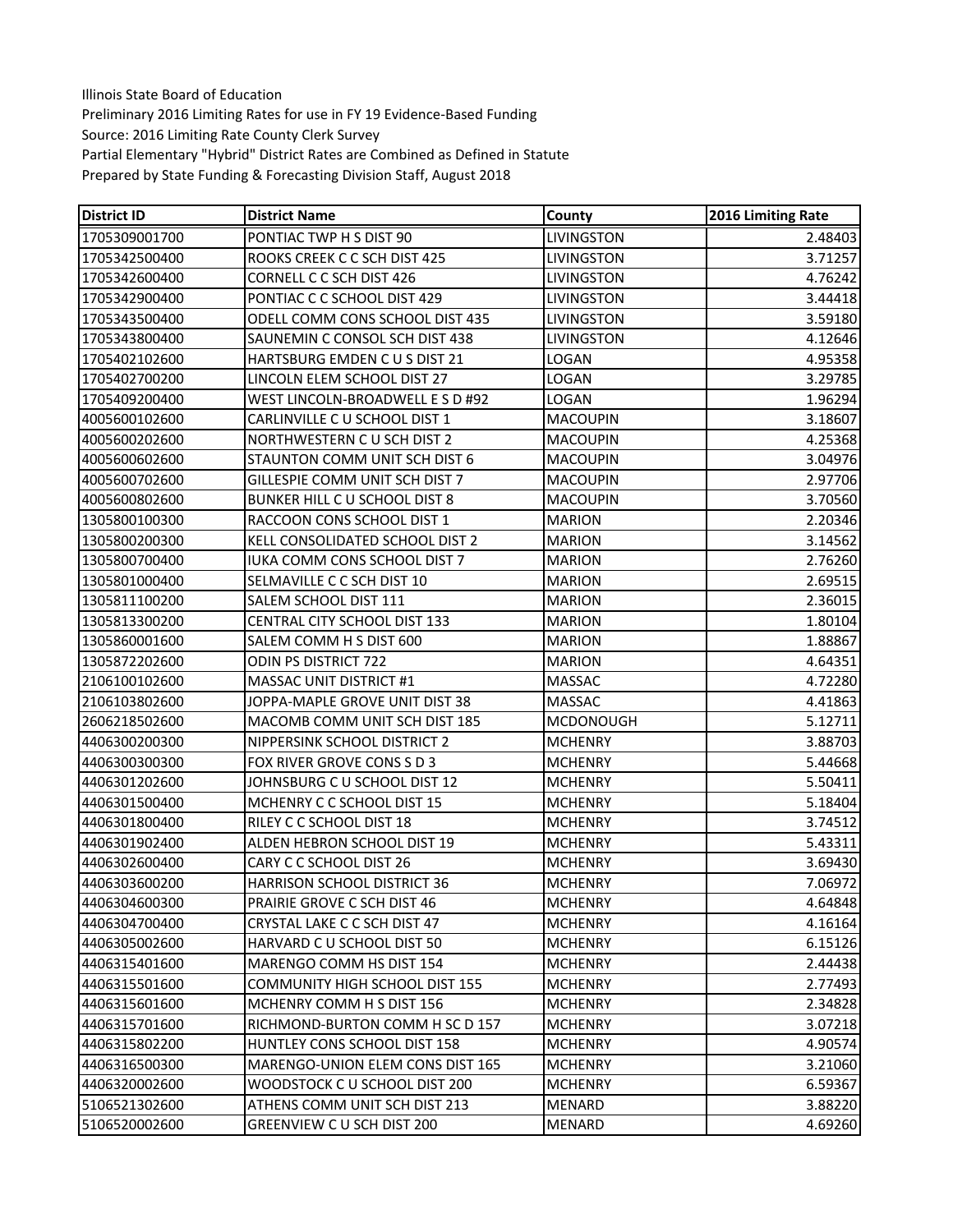Illinois State Board of Education
Preliminary 2016 Limiting Rates for use in FY 19 Evidence-Based Funding
Source: 2016 Limiting Rate County Clerk Survey
Partial Elementary "Hybrid" District Rates are Combined as Defined in Statute
Prepared by State Funding & Forecasting Division Staff, August 2018

| District ID | District Name | County | 2016 Limiting Rate |
|---|---|---|---|
| 1705309001700 | PONTIAC TWP H S DIST 90 | LIVINGSTON | 2.48403 |
| 1705342500400 | ROOKS CREEK C C SCH DIST 425 | LIVINGSTON | 3.71257 |
| 1705342600400 | CORNELL C C SCH DIST 426 | LIVINGSTON | 4.76242 |
| 1705342900400 | PONTIAC C C SCHOOL DIST 429 | LIVINGSTON | 3.44418 |
| 1705343500400 | ODELL COMM CONS SCHOOL DIST 435 | LIVINGSTON | 3.59180 |
| 1705343800400 | SAUNEMIN C CONSOL SCH DIST 438 | LIVINGSTON | 4.12646 |
| 1705402102600 | HARTSBURG EMDEN C U S DIST 21 | LOGAN | 4.95358 |
| 1705402700200 | LINCOLN ELEM SCHOOL DIST 27 | LOGAN | 3.29785 |
| 1705409200400 | WEST LINCOLN-BROADWELL E S D #92 | LOGAN | 1.96294 |
| 4005600102600 | CARLINVILLE C U SCHOOL DIST 1 | MACOUPIN | 3.18607 |
| 4005600202600 | NORTHWESTERN C U SCH DIST 2 | MACOUPIN | 4.25368 |
| 4005600602600 | STAUNTON COMM UNIT SCH DIST 6 | MACOUPIN | 3.04976 |
| 4005600702600 | GILLESPIE COMM UNIT SCH DIST 7 | MACOUPIN | 2.97706 |
| 4005600802600 | BUNKER HILL C U SCHOOL DIST 8 | MACOUPIN | 3.70560 |
| 1305800100300 | RACCOON CONS SCHOOL DIST 1 | MARION | 2.20346 |
| 1305800200300 | KELL CONSOLIDATED SCHOOL DIST 2 | MARION | 3.14562 |
| 1305800700400 | IUKA COMM CONS SCHOOL DIST 7 | MARION | 2.76260 |
| 1305801000400 | SELMAVILLE C C SCH DIST 10 | MARION | 2.69515 |
| 1305811100200 | SALEM SCHOOL DIST 111 | MARION | 2.36015 |
| 1305813300200 | CENTRAL CITY SCHOOL DIST 133 | MARION | 1.80104 |
| 1305860001600 | SALEM COMM H S DIST 600 | MARION | 1.88867 |
| 1305872202600 | ODIN PS DISTRICT 722 | MARION | 4.64351 |
| 2106100102600 | MASSAC UNIT DISTRICT #1 | MASSAC | 4.72280 |
| 2106103802600 | JOPPA-MAPLE GROVE UNIT DIST 38 | MASSAC | 4.41863 |
| 2606218502600 | MACOMB COMM UNIT SCH DIST 185 | MCDONOUGH | 5.12711 |
| 4406300200300 | NIPPERSINK SCHOOL DISTRICT 2 | MCHENRY | 3.88703 |
| 4406300300300 | FOX RIVER GROVE CONS S D 3 | MCHENRY | 5.44668 |
| 4406301202600 | JOHNSBURG C U SCHOOL DIST 12 | MCHENRY | 5.50411 |
| 4406301500400 | MCHENRY C C SCHOOL DIST 15 | MCHENRY | 5.18404 |
| 4406301800400 | RILEY C C SCHOOL DIST 18 | MCHENRY | 3.74512 |
| 4406301902400 | ALDEN HEBRON SCHOOL DIST 19 | MCHENRY | 5.43311 |
| 4406302600400 | CARY C C SCHOOL DIST 26 | MCHENRY | 3.69430 |
| 4406303600200 | HARRISON SCHOOL DISTRICT 36 | MCHENRY | 7.06972 |
| 4406304600300 | PRAIRIE GROVE C SCH DIST 46 | MCHENRY | 4.64848 |
| 4406304700400 | CRYSTAL LAKE C C SCH DIST 47 | MCHENRY | 4.16164 |
| 4406305002600 | HARVARD C U SCHOOL DIST 50 | MCHENRY | 6.15126 |
| 4406315401600 | MARENGO COMM HS DIST 154 | MCHENRY | 2.44438 |
| 4406315501600 | COMMUNITY HIGH SCHOOL DIST 155 | MCHENRY | 2.77493 |
| 4406315601600 | MCHENRY COMM H S DIST 156 | MCHENRY | 2.34828 |
| 4406315701600 | RICHMOND-BURTON COMM H SC D 157 | MCHENRY | 3.07218 |
| 4406315802200 | HUNTLEY CONS SCHOOL DIST 158 | MCHENRY | 4.90574 |
| 4406316500300 | MARENGO-UNION ELEM CONS DIST 165 | MCHENRY | 3.21060 |
| 4406320002600 | WOODSTOCK C U SCHOOL DIST 200 | MCHENRY | 6.59367 |
| 5106521302600 | ATHENS COMM UNIT SCH DIST 213 | MENARD | 3.88220 |
| 5106520002600 | GREENVIEW C U SCH DIST 200 | MENARD | 4.69260 |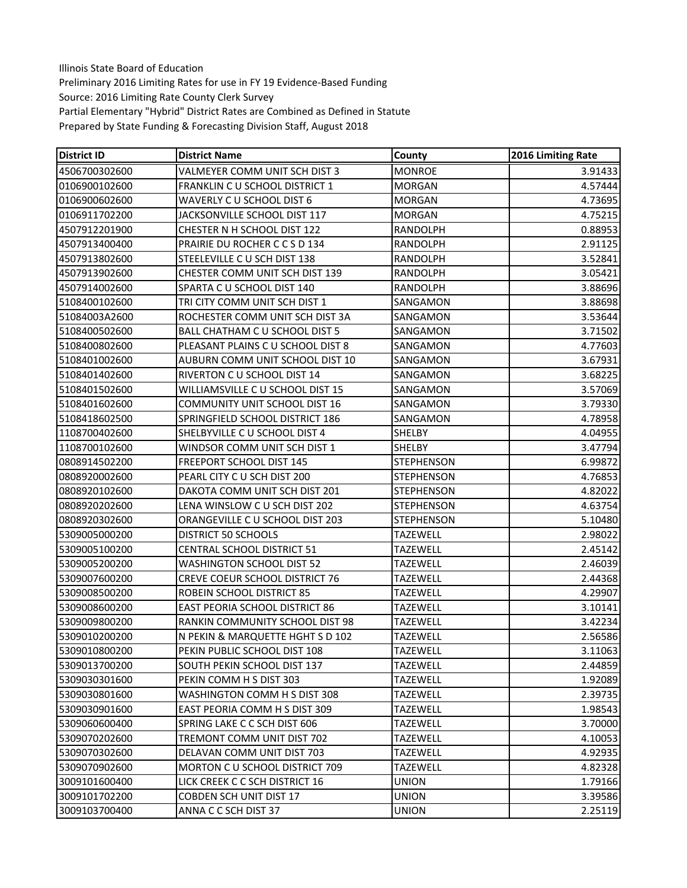Illinois State Board of Education
Preliminary 2016 Limiting Rates for use in FY 19 Evidence-Based Funding
Source: 2016 Limiting Rate County Clerk Survey
Partial Elementary "Hybrid" District Rates are Combined as Defined in Statute
Prepared by State Funding & Forecasting Division Staff, August 2018

| District ID | District Name | County | 2016 Limiting Rate |
|---|---|---|---|
| 4506700302600 | VALMEYER COMM UNIT SCH DIST 3 | MONROE | 3.91433 |
| 0106900102600 | FRANKLIN C U SCHOOL DISTRICT 1 | MORGAN | 4.57444 |
| 0106900602600 | WAVERLY C U SCHOOL DIST 6 | MORGAN | 4.73695 |
| 0106911702200 | JACKSONVILLE SCHOOL DIST 117 | MORGAN | 4.75215 |
| 4507912201900 | CHESTER N H SCHOOL DIST 122 | RANDOLPH | 0.88953 |
| 4507913400400 | PRAIRIE DU ROCHER C C S D 134 | RANDOLPH | 2.91125 |
| 4507913802600 | STEELEVILLE C U SCH DIST 138 | RANDOLPH | 3.52841 |
| 4507913902600 | CHESTER COMM UNIT SCH DIST 139 | RANDOLPH | 3.05421 |
| 4507914002600 | SPARTA C U SCHOOL DIST 140 | RANDOLPH | 3.88696 |
| 5108400102600 | TRI CITY COMM UNIT SCH DIST 1 | SANGAMON | 3.88698 |
| 51084003A2600 | ROCHESTER COMM UNIT SCH DIST 3A | SANGAMON | 3.53644 |
| 5108400502600 | BALL CHATHAM C U SCHOOL DIST 5 | SANGAMON | 3.71502 |
| 5108400802600 | PLEASANT PLAINS C U SCHOOL DIST 8 | SANGAMON | 4.77603 |
| 5108401002600 | AUBURN COMM UNIT SCHOOL DIST 10 | SANGAMON | 3.67931 |
| 5108401402600 | RIVERTON C U SCHOOL DIST 14 | SANGAMON | 3.68225 |
| 5108401502600 | WILLIAMSVILLE C U SCHOOL DIST 15 | SANGAMON | 3.57069 |
| 5108401602600 | COMMUNITY UNIT SCHOOL DIST 16 | SANGAMON | 3.79330 |
| 5108418602500 | SPRINGFIELD SCHOOL DISTRICT 186 | SANGAMON | 4.78958 |
| 1108700402600 | SHELBYVILLE C U SCHOOL DIST 4 | SHELBY | 4.04955 |
| 1108700102600 | WINDSOR COMM UNIT SCH DIST 1 | SHELBY | 3.47794 |
| 0808914502200 | FREEPORT SCHOOL DIST 145 | STEPHENSON | 6.99872 |
| 0808920002600 | PEARL CITY C U SCH DIST 200 | STEPHENSON | 4.76853 |
| 0808920102600 | DAKOTA COMM UNIT SCH DIST 201 | STEPHENSON | 4.82022 |
| 0808920202600 | LENA WINSLOW C U SCH DIST 202 | STEPHENSON | 4.63754 |
| 0808920302600 | ORANGEVILLE C U SCHOOL DIST 203 | STEPHENSON | 5.10480 |
| 5309005000200 | DISTRICT 50 SCHOOLS | TAZEWELL | 2.98022 |
| 5309005100200 | CENTRAL SCHOOL DISTRICT 51 | TAZEWELL | 2.45142 |
| 5309005200200 | WASHINGTON SCHOOL DIST 52 | TAZEWELL | 2.46039 |
| 5309007600200 | CREVE COEUR SCHOOL DISTRICT 76 | TAZEWELL | 2.44368 |
| 5309008500200 | ROBEIN SCHOOL DISTRICT 85 | TAZEWELL | 4.29907 |
| 5309008600200 | EAST PEORIA SCHOOL DISTRICT 86 | TAZEWELL | 3.10141 |
| 5309009800200 | RANKIN COMMUNITY SCHOOL DIST 98 | TAZEWELL | 3.42234 |
| 5309010200200 | N PEKIN & MARQUETTE HGHT S D 102 | TAZEWELL | 2.56586 |
| 5309010800200 | PEKIN PUBLIC SCHOOL DIST 108 | TAZEWELL | 3.11063 |
| 5309013700200 | SOUTH PEKIN SCHOOL DIST 137 | TAZEWELL | 2.44859 |
| 5309030301600 | PEKIN COMM H S DIST 303 | TAZEWELL | 1.92089 |
| 5309030801600 | WASHINGTON COMM H S DIST 308 | TAZEWELL | 2.39735 |
| 5309030901600 | EAST PEORIA COMM H S DIST 309 | TAZEWELL | 1.98543 |
| 5309060600400 | SPRING LAKE C C SCH DIST 606 | TAZEWELL | 3.70000 |
| 5309070202600 | TREMONT COMM UNIT DIST 702 | TAZEWELL | 4.10053 |
| 5309070302600 | DELAVAN COMM UNIT DIST 703 | TAZEWELL | 4.92935 |
| 5309070902600 | MORTON C U SCHOOL DISTRICT 709 | TAZEWELL | 4.82328 |
| 3009101600400 | LICK CREEK C C SCH DISTRICT 16 | UNION | 1.79166 |
| 3009101702200 | COBDEN SCH UNIT DIST 17 | UNION | 3.39586 |
| 3009103700400 | ANNA C C SCH DIST 37 | UNION | 2.25119 |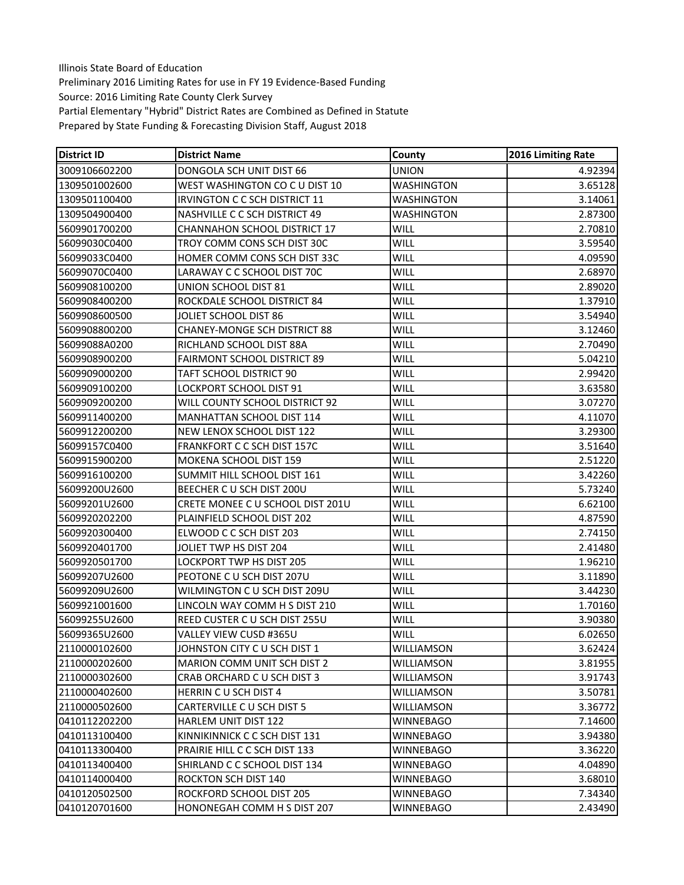Illinois State Board of Education
Preliminary 2016 Limiting Rates for use in FY 19 Evidence-Based Funding
Source: 2016 Limiting Rate County Clerk Survey
Partial Elementary "Hybrid" District Rates are Combined as Defined in Statute
Prepared by State Funding & Forecasting Division Staff, August 2018

| District ID | District Name | County | 2016 Limiting Rate |
|---|---|---|---|
| 3009106602200 | DONGOLA SCH UNIT DIST 66 | UNION | 4.92394 |
| 1309501002600 | WEST WASHINGTON CO C U DIST 10 | WASHINGTON | 3.65128 |
| 1309501100400 | IRVINGTON C C SCH DISTRICT 11 | WASHINGTON | 3.14061 |
| 1309504900400 | NASHVILLE C C SCH DISTRICT 49 | WASHINGTON | 2.87300 |
| 5609901700200 | CHANNAHON SCHOOL DISTRICT 17 | WILL | 2.70810 |
| 56099030C0400 | TROY COMM CONS SCH DIST 30C | WILL | 3.59540 |
| 56099033C0400 | HOMER COMM CONS SCH DIST 33C | WILL | 4.09590 |
| 56099070C0400 | LARAWAY C C SCHOOL DIST 70C | WILL | 2.68970 |
| 5609908100200 | UNION SCHOOL DIST 81 | WILL | 2.89020 |
| 5609908400200 | ROCKDALE SCHOOL DISTRICT 84 | WILL | 1.37910 |
| 5609908600500 | JOLIET SCHOOL DIST 86 | WILL | 3.54940 |
| 5609908800200 | CHANEY-MONGE SCH DISTRICT 88 | WILL | 3.12460 |
| 56099088A0200 | RICHLAND SCHOOL DIST 88A | WILL | 2.70490 |
| 5609908900200 | FAIRMONT SCHOOL DISTRICT 89 | WILL | 5.04210 |
| 5609909000200 | TAFT SCHOOL DISTRICT 90 | WILL | 2.99420 |
| 5609909100200 | LOCKPORT SCHOOL DIST 91 | WILL | 3.63580 |
| 5609909200200 | WILL COUNTY SCHOOL DISTRICT 92 | WILL | 3.07270 |
| 5609911400200 | MANHATTAN SCHOOL DIST 114 | WILL | 4.11070 |
| 5609912200200 | NEW LENOX SCHOOL DIST 122 | WILL | 3.29300 |
| 56099157C0400 | FRANKFORT C C SCH DIST 157C | WILL | 3.51640 |
| 5609915900200 | MOKENA SCHOOL DIST 159 | WILL | 2.51220 |
| 5609916100200 | SUMMIT HILL SCHOOL DIST 161 | WILL | 3.42260 |
| 56099200U2600 | BEECHER C U SCH DIST 200U | WILL | 5.73240 |
| 56099201U2600 | CRETE MONEE C U SCHOOL DIST 201U | WILL | 6.62100 |
| 5609920202200 | PLAINFIELD SCHOOL DIST 202 | WILL | 4.87590 |
| 5609920300400 | ELWOOD C C SCH DIST 203 | WILL | 2.74150 |
| 5609920401700 | JOLIET TWP HS DIST 204 | WILL | 2.41480 |
| 5609920501700 | LOCKPORT TWP HS DIST 205 | WILL | 1.96210 |
| 56099207U2600 | PEOTONE C U SCH DIST 207U | WILL | 3.11890 |
| 56099209U2600 | WILMINGTON C U SCH DIST 209U | WILL | 3.44230 |
| 5609921001600 | LINCOLN WAY COMM H S DIST 210 | WILL | 1.70160 |
| 56099255U2600 | REED CUSTER C U SCH DIST 255U | WILL | 3.90380 |
| 56099365U2600 | VALLEY VIEW CUSD #365U | WILL | 6.02650 |
| 2110000102600 | JOHNSTON CITY C U SCH DIST 1 | WILLIAMSON | 3.62424 |
| 2110000202600 | MARION COMM UNIT SCH DIST 2 | WILLIAMSON | 3.81955 |
| 2110000302600 | CRAB ORCHARD C U SCH DIST 3 | WILLIAMSON | 3.91743 |
| 2110000402600 | HERRIN C U SCH DIST 4 | WILLIAMSON | 3.50781 |
| 2110000502600 | CARTERVILLE C U SCH DIST 5 | WILLIAMSON | 3.36772 |
| 0410112202200 | HARLEM UNIT DIST 122 | WINNEBAGO | 7.14600 |
| 0410113100400 | KINNIKINNICK C C SCH DIST 131 | WINNEBAGO | 3.94380 |
| 0410113300400 | PRAIRIE HILL C C SCH DIST 133 | WINNEBAGO | 3.36220 |
| 0410113400400 | SHIRLAND C C SCHOOL DIST 134 | WINNEBAGO | 4.04890 |
| 0410114000400 | ROCKTON SCH DIST 140 | WINNEBAGO | 3.68010 |
| 0410120502500 | ROCKFORD SCHOOL DIST 205 | WINNEBAGO | 7.34340 |
| 0410120701600 | HONONEGAH COMM H S DIST 207 | WINNEBAGO | 2.43490 |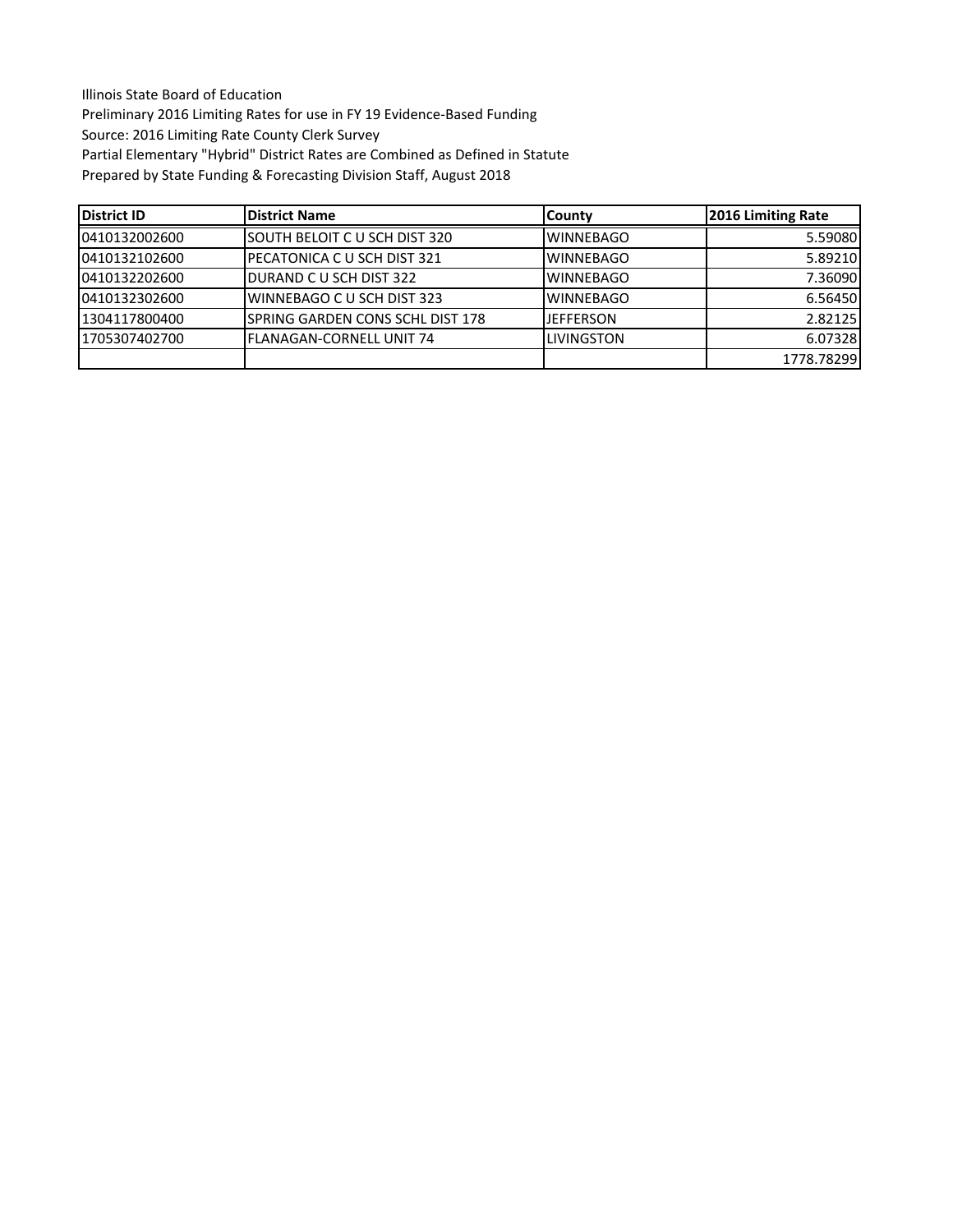Illinois State Board of Education
Preliminary 2016 Limiting Rates for use in FY 19 Evidence-Based Funding
Source: 2016 Limiting Rate County Clerk Survey
Partial Elementary "Hybrid" District Rates are Combined as Defined in Statute
Prepared by State Funding & Forecasting Division Staff, August 2018

| District ID | District Name | County | 2016 Limiting Rate |
|---|---|---|---|
| 0410132002600 | SOUTH BELOIT C U SCH DIST 320 | WINNEBAGO | 5.59080 |
| 0410132102600 | PECATONICA C U SCH DIST 321 | WINNEBAGO | 5.89210 |
| 0410132202600 | DURAND C U SCH DIST 322 | WINNEBAGO | 7.36090 |
| 0410132302600 | WINNEBAGO C U SCH DIST 323 | WINNEBAGO | 6.56450 |
| 1304117800400 | SPRING GARDEN CONS SCHL DIST 178 | JEFFERSON | 2.82125 |
| 1705307402700 | FLANAGAN-CORNELL UNIT 74 | LIVINGSTON | 6.07328 |
| | | | 1778.78299 |